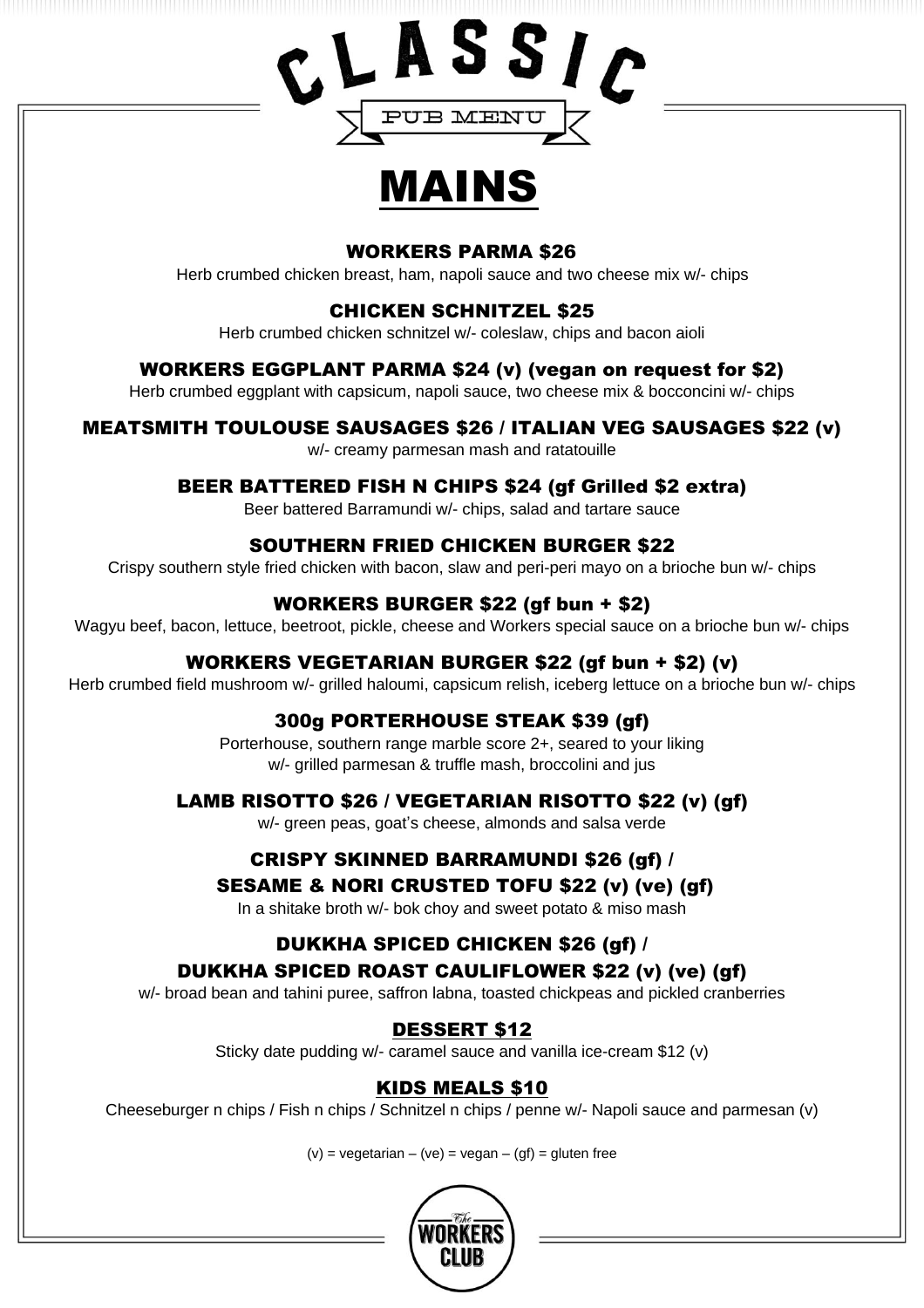# CLASSIC

PUB MENU

# MAINS

### WORKERS PARMA $26

Herb crumbed chicken breast, ham, napoli sauce and two cheese mix w/- chips

### CHICKEN SCHNITZEL $25

Herb crumbed chicken schnitzel w/- coleslaw, chips and bacon aioli

### WORKERS EGGPLANT PARMA $24 (v) (vegan on request for $2)

Herb crumbed eggplant with capsicum, napoli sauce, two cheese mix & bocconcini w/- chips

### MEATSMITH TOULOUSE SAUSAGES $26 / ITALIAN VEG SAUSAGES $22 (v)

w/- creamy parmesan mash and ratatouille

### BEER BATTERED FISH N CHIPS $24 (gf Grilled $2 extra)

Beer battered Barramundi w/- chips, salad and tartare sauce

### SOUTHERN FRIED CHICKEN BURGER $22

Crispy southern style fried chicken with bacon, slaw and peri-peri mayo on a brioche bun w/- chips

### WORKERS BURGER $22 (gf bun + $2)

Wagyu beef, bacon, lettuce, beetroot, pickle, cheese and Workers special sauce on a brioche bun w/- chips

### WORKERS VEGETARIAN BURGER $22 (gf bun + $2) (v)

Herb crumbed field mushroom w/- grilled haloumi, capsicum relish, iceberg lettuce on a brioche bun w/- chips

### 300g PORTERHOUSE STEAK $39 (gf)

Porterhouse, southern range marble score 2+, seared to your liking
w/- grilled parmesan & truffle mash, broccolini and jus

### LAMB RISOTTO $26 / VEGETARIAN RISOTTO $22 (v) (gf)

w/- green peas, goat's cheese, almonds and salsa verde

### CRISPY SKINNED BARRAMUNDI $26 (gf) / SESAME & NORI CRUSTED TOFU $22 (v) (ve) (gf)

In a shitake broth w/- bok choy and sweet potato & miso mash

### DUKKHA SPICED CHICKEN $26 (gf) / DUKKHA SPICED ROAST CAULIFLOWER $22 (v) (ve) (gf)

w/- broad bean and tahini puree, saffron labna, toasted chickpeas and pickled cranberries

## DESSERT $12

Sticky date pudding w/- caramel sauce and vanilla ice-cream $12 (v)

## KIDS MEALS $10

Cheeseburger n chips / Fish n chips / Schnitzel n chips / penne w/- Napoli sauce and parmesan (v)

(v) = vegetarian – (ve) = vegan – (gf) = gluten free

The WORKERS CLUB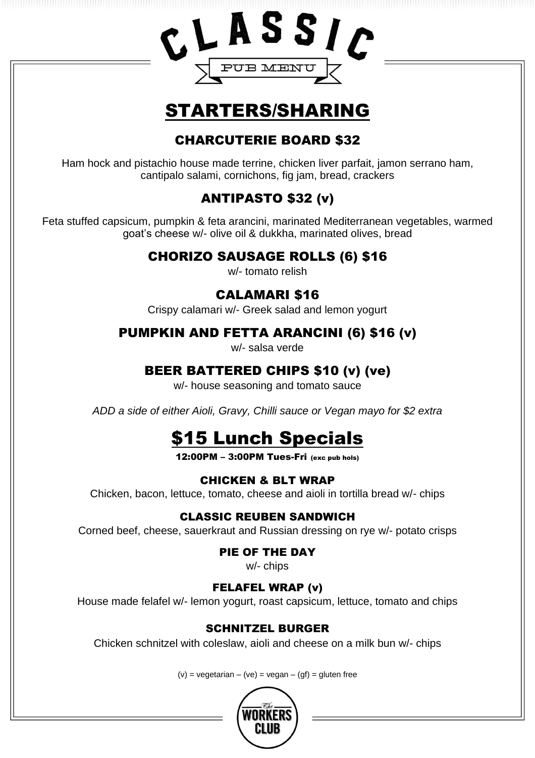# CLASSIC

PUB MENU

## STARTERS/SHARING

### CHARCUTERIE BOARD $32

Ham hock and pistachio house made terrine, chicken liver parfait, jamon serrano ham, cantipalo salami, cornichons, fig jam, bread, crackers

### ANTIPASTO $32 (v)

Feta stuffed capsicum, pumpkin & feta arancini, marinated Mediterranean vegetables, warmed goat's cheese w/- olive oil & dukkha, marinated olives, bread

### CHORIZO SAUSAGE ROLLS (6) $16

w/- tomato relish

### CALAMARI $16

Crispy calamari w/- Greek salad and lemon yogurt

### PUMPKIN AND FETTA ARANCINI (6) $16 (v)

w/- salsa verde

### BEER BATTERED CHIPS $10 (v) (ve)

w/- house seasoning and tomato sauce

*ADD a side of either Aioli, Gravy, Chilli sauce or Vegan mayo for $2 extra*

## $15 Lunch Specials

12:00PM – 3:00PM Tues-Fri (exc pub hols)

### CHICKEN & BLT WRAP

Chicken, bacon, lettuce, tomato, cheese and aioli in tortilla bread w/- chips

### CLASSIC REUBEN SANDWICH

Corned beef, cheese, sauerkraut and Russian dressing on rye w/- potato crisps

### PIE OF THE DAY

w/- chips

### FELAFEL WRAP (v)

House made felafel w/- lemon yogurt, roast capsicum, lettuce, tomato and chips

### SCHNITZEL BURGER

Chicken schnitzel with coleslaw, aioli and cheese on a milk bun w/- chips

(v) = vegetarian – (ve) = vegan – (gf) = gluten free

The WORKERS CLUB